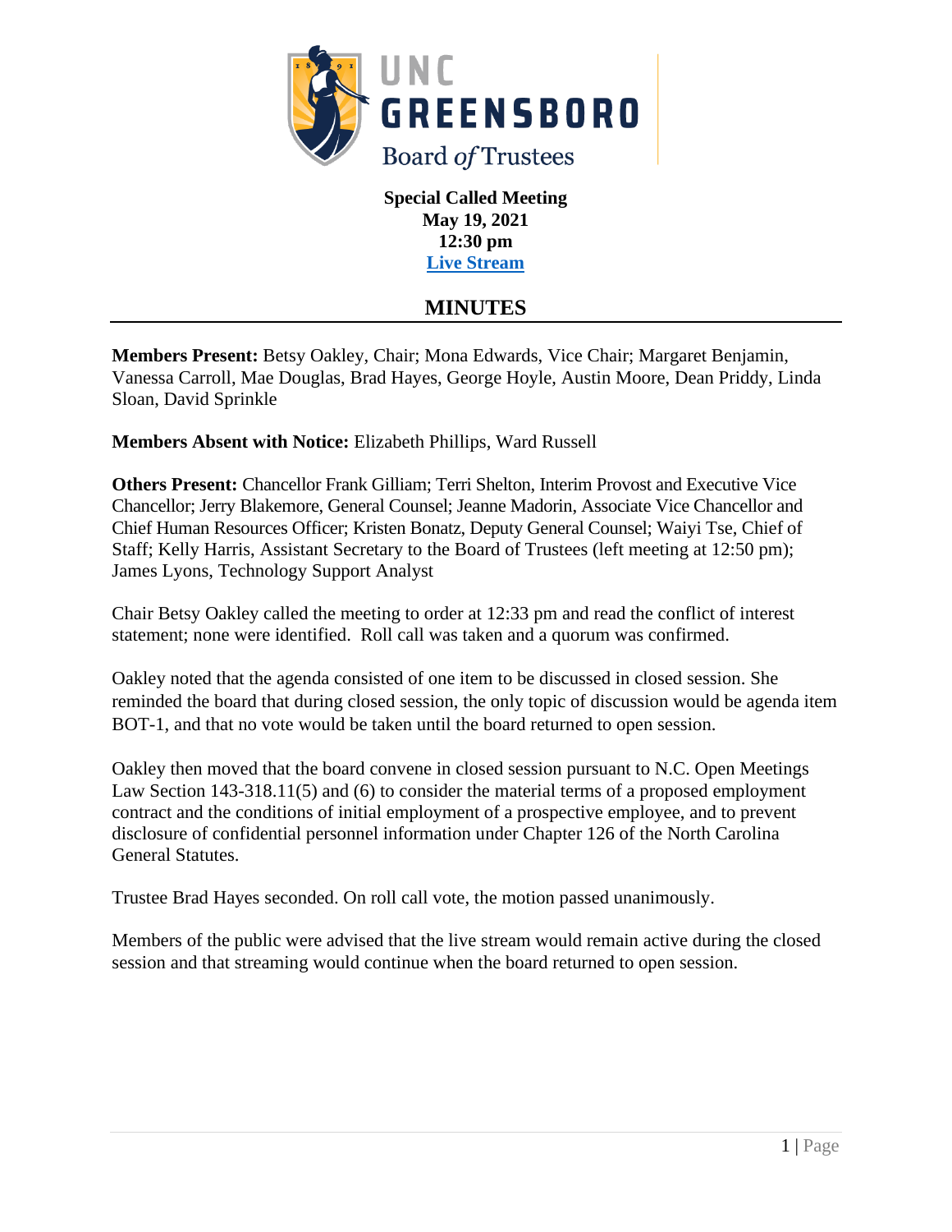# UNC GREENSBORO

## Board of Trustees

**Special Called Meeting**
**May 19, 2021**
**12:30 pm**
**[Live Stream]**

## MINUTES

**Members Present:** Betsy Oakley, Chair; Mona Edwards, Vice Chair; Margaret Benjamin, Vanessa Carroll, Mae Douglas, Brad Hayes, George Hoyle, Austin Moore, Dean Priddy, Linda Sloan, David Sprinkle

**Members Absent with Notice:** Elizabeth Phillips, Ward Russell

**Others Present:** Chancellor Frank Gilliam; Terri Shelton, Interim Provost and Executive Vice Chancellor; Jerry Blakemore, General Counsel; Jeanne Madorin, Associate Vice Chancellor and Chief Human Resources Officer; Kristen Bonatz, Deputy General Counsel; Waiyi Tse, Chief of Staff; Kelly Harris, Assistant Secretary to the Board of Trustees (left meeting at 12:50 pm); James Lyons, Technology Support Analyst

Chair Betsy Oakley called the meeting to order at 12:33 pm and read the conflict of interest statement; none were identified. Roll call was taken and a quorum was confirmed.

Oakley noted that the agenda consisted of one item to be discussed in closed session. She reminded the board that during closed session, the only topic of discussion would be agenda item BOT-1, and that no vote would be taken until the board returned to open session.

Oakley then moved that the board convene in closed session pursuant to N.C. Open Meetings Law Section 143-318.11(5) and (6) to consider the material terms of a proposed employment contract and the conditions of initial employment of a prospective employee, and to prevent disclosure of confidential personnel information under Chapter 126 of the North Carolina General Statutes.

Trustee Brad Hayes seconded. On roll call vote, the motion passed unanimously.

Members of the public were advised that the live stream would remain active during the closed session and that streaming would continue when the board returned to open session.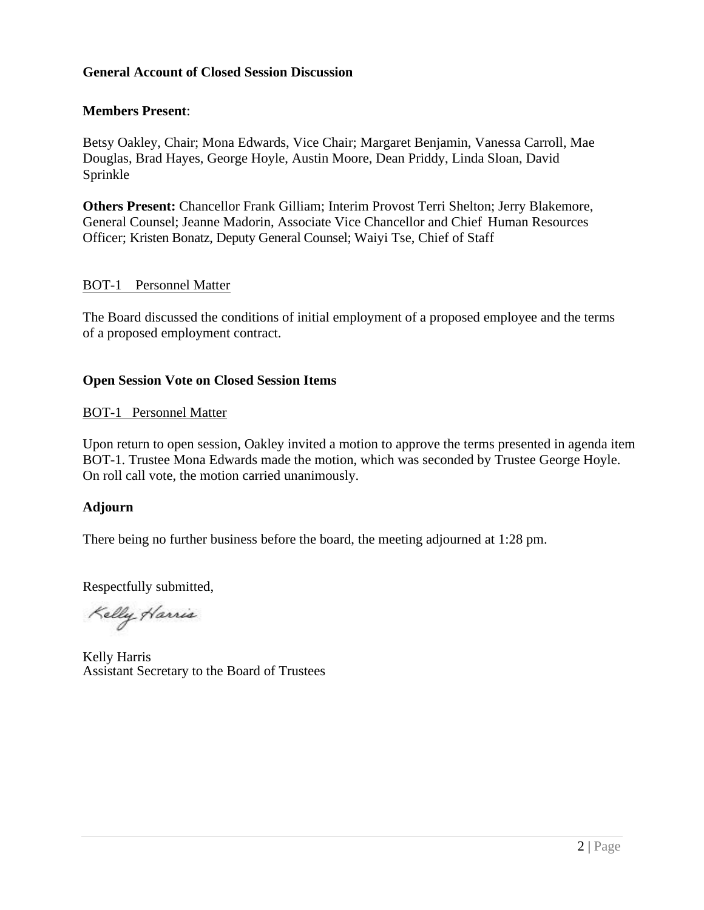**General Account of Closed Session Discussion**

**Members Present**:

Betsy Oakley, Chair; Mona Edwards, Vice Chair; Margaret Benjamin, Vanessa Carroll, Mae Douglas, Brad Hayes, George Hoyle, Austin Moore, Dean Priddy, Linda Sloan, David Sprinkle

**Others Present:** Chancellor Frank Gilliam; Interim Provost Terri Shelton; Jerry Blakemore, General Counsel; Jeanne Madorin, Associate Vice Chancellor and Chief Human Resources Officer; Kristen Bonatz, Deputy General Counsel; Waiyi Tse, Chief of Staff

BOT-1 Personnel Matter

The Board discussed the conditions of initial employment of a proposed employee and the terms of a proposed employment contract.

**Open Session Vote on Closed Session Items**

BOT-1 Personnel Matter

Upon return to open session, Oakley invited a motion to approve the terms presented in agenda item BOT-1. Trustee Mona Edwards made the motion, which was seconded by Trustee George Hoyle. On roll call vote, the motion carried unanimously.

**Adjourn**

There being no further business before the board, the meeting adjourned at 1:28 pm.

Respectfully submitted,

Kelly Harris

Kelly Harris
Assistant Secretary to the Board of Trustees